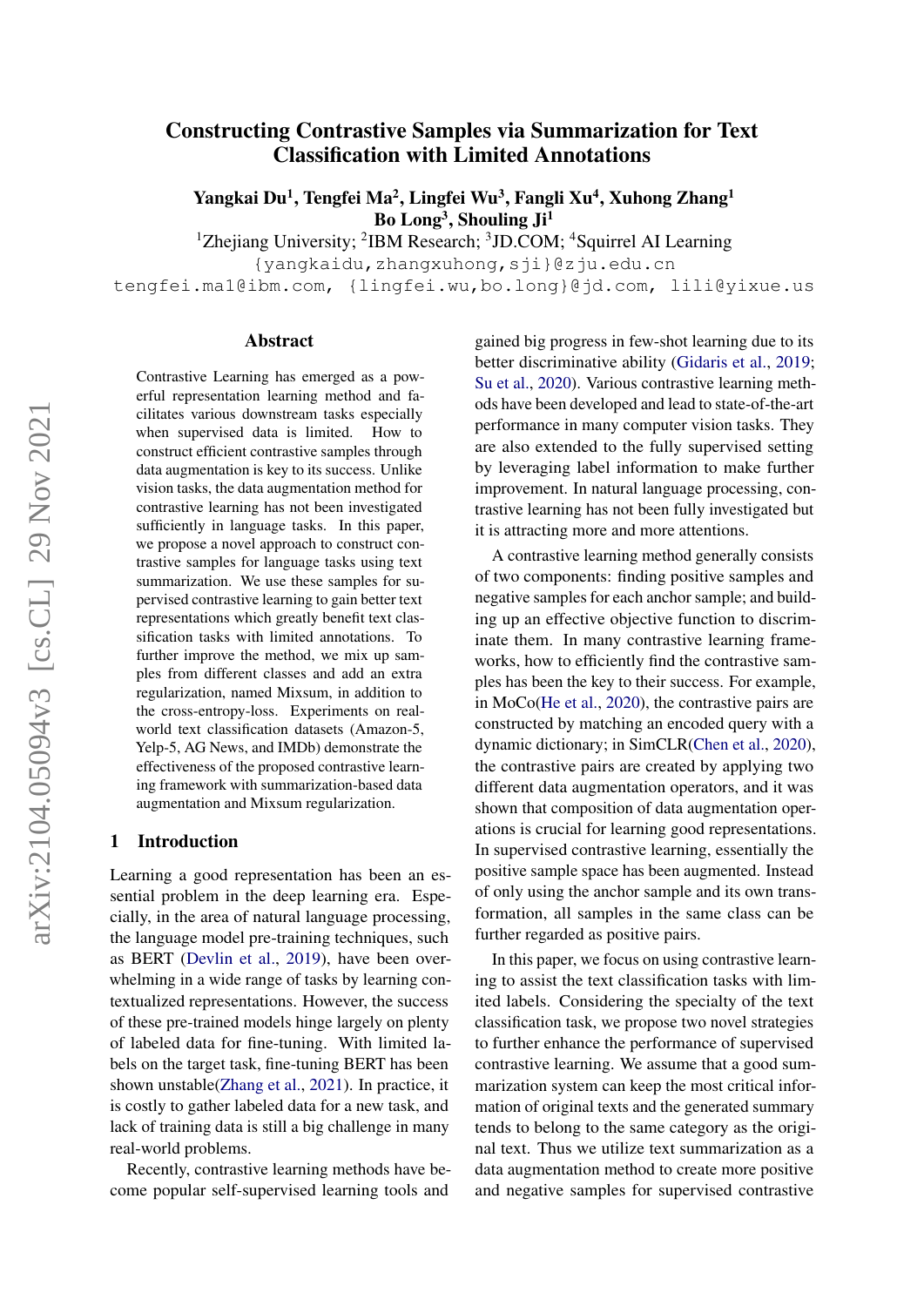# Constructing Contrastive Samples via Summarization for Text Classification with Limited Annotations

**Yangkai Du[1], Tengfei Ma[2], Lingfei Wu[3], Fangli Xu[4], Xuhong Zhang[1]**
**Bo Long[3], Shouling Ji[1]**

[1]Zhejiang University; [2]IBM Research; [3]JD.COM; [4]Squirrel AI Learning

{yangkaidu,zhangxuhong,sji}@zju.edu.cn

tengfei.ma1@ibm.com, {lingfei.wu,bo.long}@jd.com, lili@yixue.us

## Abstract

Contrastive Learning has emerged as a powerful representation learning method and facilitates various downstream tasks especially when supervised data is limited. How to construct efficient contrastive samples through data augmentation is key to its success. Unlike vision tasks, the data augmentation method for contrastive learning has not been investigated sufficiently in language tasks. In this paper, we propose a novel approach to construct contrastive samples for language tasks using text summarization. We use these samples for supervised contrastive learning to gain better text representations which greatly benefit text classification tasks with limited annotations. To further improve the method, we mix up samples from different classes and add an extra regularization, named Mixsum, in addition to the cross-entropy-loss. Experiments on real-world text classification datasets (Amazon-5, Yelp-5, AG News, and IMDb) demonstrate the effectiveness of the proposed contrastive learning framework with summarization-based data augmentation and Mixsum regularization.

## 1 Introduction

Learning a good representation has been an essential problem in the deep learning era. Especially, in the area of natural language processing, the language model pre-training techniques, such as BERT (Devlin et al., 2019), have been overwhelming in a wide range of tasks by learning contextualized representations. However, the success of these pre-trained models hinge largely on plenty of labeled data for fine-tuning. With limited labels on the target task, fine-tuning BERT has been shown unstable(Zhang et al., 2021). In practice, it is costly to gather labeled data for a new task, and lack of training data is still a big challenge in many real-world problems.

Recently, contrastive learning methods have become popular self-supervised learning tools and gained big progress in few-shot learning due to its better discriminative ability (Gidaris et al., 2019; Su et al., 2020). Various contrastive learning methods have been developed and lead to state-of-the-art performance in many computer vision tasks. They are also extended to the fully supervised setting by leveraging label information to make further improvement. In natural language processing, contrastive learning has not been fully investigated but it is attracting more and more attentions.

A contrastive learning method generally consists of two components: finding positive samples and negative samples for each anchor sample; and building up an effective objective function to discriminate them. In many contrastive learning frameworks, how to efficiently find the contrastive samples has been the key to their success. For example, in MoCo(He et al., 2020), the contrastive pairs are constructed by matching an encoded query with a dynamic dictionary; in SimCLR(Chen et al., 2020), the contrastive pairs are created by applying two different data augmentation operators, and it was shown that composition of data augmentation operations is crucial for learning good representations. In supervised contrastive learning, essentially the positive sample space has been augmented. Instead of only using the anchor sample and its own transformation, all samples in the same class can be further regarded as positive pairs.

In this paper, we focus on using contrastive learning to assist the text classification tasks with limited labels. Considering the specialty of the text classification task, we propose two novel strategies to further enhance the performance of supervised contrastive learning. We assume that a good summarization system can keep the most critical information of original texts and the generated summary tends to belong to the same category as the original text. Thus we utilize text summarization as a data augmentation method to create more positive and negative samples for supervised contrastive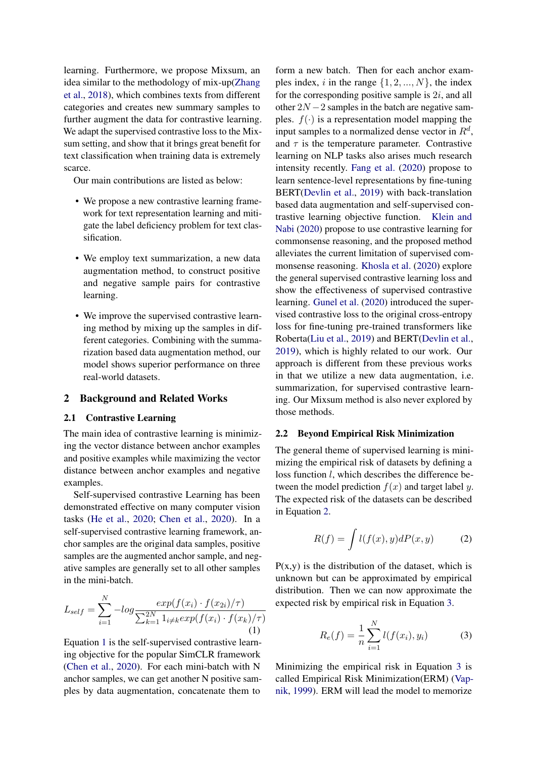learning. Furthermore, we propose Mixsum, an idea similar to the methodology of mix-up(Zhang et al., 2018), which combines texts from different categories and creates new summary samples to further augment the data for contrastive learning. We adapt the supervised contrastive loss to the Mixsum setting, and show that it brings great benefit for text classification when training data is extremely scarce.

Our main contributions are listed as below:

- We propose a new contrastive learning framework for text representation learning and mitigate the label deficiency problem for text classification.
- We employ text summarization, a new data augmentation method, to construct positive and negative sample pairs for contrastive learning.
- We improve the supervised contrastive learning method by mixing up the samples in different categories. Combining with the summarization based data augmentation method, our model shows superior performance on three real-world datasets.

## 2 Background and Related Works

### 2.1 Contrastive Learning

The main idea of contrastive learning is minimizing the vector distance between anchor examples and positive examples while maximizing the vector distance between anchor examples and negative examples.

Self-supervised contrastive Learning has been demonstrated effective on many computer vision tasks (He et al., 2020; Chen et al., 2020). In a self-supervised contrastive learning framework, anchor samples are the original data samples, positive samples are the augmented anchor sample, and negative samples are generally set to all other samples in the mini-batch.

$$L_{self} = \sum_{i=1}^{N} -log \frac{exp(f(x_i) \cdot f(x_{2i})/\tau)}{\sum_{k=1}^{2N} 1_{i \neq k} exp(f(x_i) \cdot f(x_k)/\tau)} \tag{1}$$

Equation 1 is the self-supervised contrastive learning objective for the popular SimCLR framework (Chen et al., 2020). For each mini-batch with N anchor samples, we can get another N positive samples by data augmentation, concatenate them to form a new batch. Then for each anchor examples index, $i$ in the range $\{1, 2, ..., N\}$, the index for the corresponding positive sample is $2i$, and all other $2N - 2$ samples in the batch are negative samples. $f(\cdot)$ is a representation model mapping the input samples to a normalized dense vector in $R^d$, and $\tau$ is the temperature parameter. Contrastive learning on NLP tasks also arises much research intensity recently. Fang et al. (2020) propose to learn sentence-level representations by fine-tuning BERT(Devlin et al., 2019) with back-translation based data augmentation and self-supervised contrastive learning objective function. Klein and Nabi (2020) propose to use contrastive learning for commonsense reasoning, and the proposed method alleviates the current limitation of supervised commonsense reasoning. Khosla et al. (2020) explore the general supervised contrastive learning loss and show the effectiveness of supervised contrastive learning. Gunel et al. (2020) introduced the supervised contrastive loss to the original cross-entropy loss for fine-tuning pre-trained transformers like Roberta(Liu et al., 2019) and BERT(Devlin et al., 2019), which is highly related to our work. Our approach is different from these previous works in that we utilize a new data augmentation, i.e. summarization, for supervised contrastive learning. Our Mixsum method is also never explored by those methods.

### 2.2 Beyond Empirical Risk Minimization

The general theme of supervised learning is minimizing the empirical risk of datasets by defining a loss function $l$, which describes the difference between the model prediction $f(x)$ and target label $y$. The expected risk of the datasets can be described in Equation 2.

$$R(f) = \int l(f(x), y)dP(x, y) \tag{2}$$

P(x,y) is the distribution of the dataset, which is unknown but can be approximated by empirical distribution. Then we can now approximate the expected risk by empirical risk in Equation 3.

$$R_e(f) = \frac{1}{n} \sum_{i=1}^{N} l(f(x_i), y_i) \tag{3}$$

Minimizing the empirical risk in Equation 3 is called Empirical Risk Minimization(ERM) (Vapnik, 1999). ERM will lead the model to memorize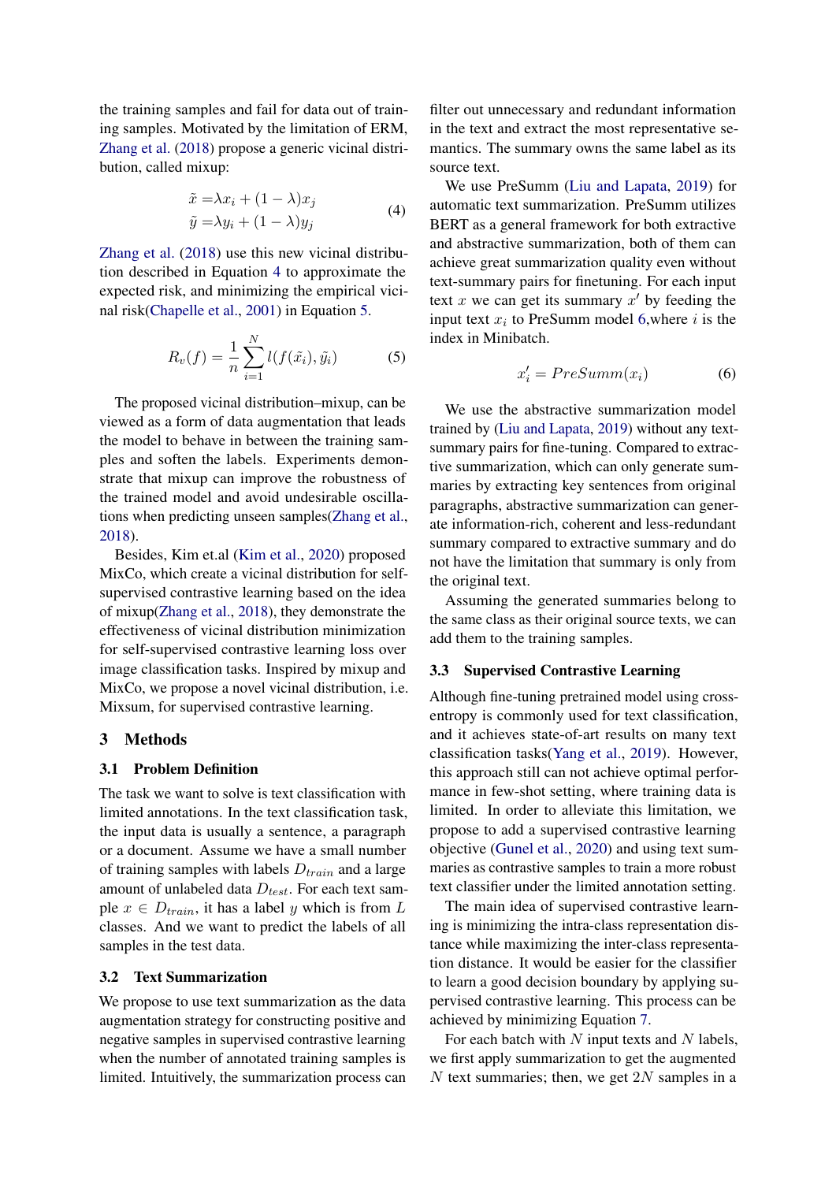the training samples and fail for data out of training samples. Motivated by the limitation of ERM, Zhang et al. (2018) propose a generic vicinal distribution, called mixup:

$$\begin{aligned}\tilde{x} &= \lambda x_i + (1-\lambda)x_j \\ \tilde{y} &= \lambda y_i + (1-\lambda)y_j\end{aligned} \tag{4}$$

Zhang et al. (2018) use this new vicinal distribution described in Equation 4 to approximate the expected risk, and minimizing the empirical vicinal risk(Chapelle et al., 2001) in Equation 5.

$$R_v(f) = \frac{1}{n}\sum_{i=1}^{N} l(f(\tilde{x_i}), \tilde{y_i}) \tag{5}$$

The proposed vicinal distribution–mixup, can be viewed as a form of data augmentation that leads the model to behave in between the training samples and soften the labels. Experiments demonstrate that mixup can improve the robustness of the trained model and avoid undesirable oscillations when predicting unseen samples(Zhang et al., 2018).

Besides, Kim et.al (Kim et al., 2020) proposed MixCo, which create a vicinal distribution for self-supervised contrastive learning based on the idea of mixup(Zhang et al., 2018), they demonstrate the effectiveness of vicinal distribution minimization for self-supervised contrastive learning loss over image classification tasks. Inspired by mixup and MixCo, we propose a novel vicinal distribution, i.e. Mixsum, for supervised contrastive learning.

# 3 Methods

## 3.1 Problem Definition

The task we want to solve is text classification with limited annotations. In the text classification task, the input data is usually a sentence, a paragraph or a document. Assume we have a small number of training samples with labels $D_{train}$ and a large amount of unlabeled data $D_{test}$. For each text sample $x \in D_{train}$, it has a label $y$ which is from $L$ classes. And we want to predict the labels of all samples in the test data.

## 3.2 Text Summarization

We propose to use text summarization as the data augmentation strategy for constructing positive and negative samples in supervised contrastive learning when the number of annotated training samples is limited. Intuitively, the summarization process can filter out unnecessary and redundant information in the text and extract the most representative semantics. The summary owns the same label as its source text.

We use PreSumm (Liu and Lapata, 2019) for automatic text summarization. PreSumm utilizes BERT as a general framework for both extractive and abstractive summarization, both of them can achieve great summarization quality even without text-summary pairs for finetuning. For each input text $x$ we can get its summary $x'$ by feeding the input text $x_i$ to PreSumm model 6,where $i$ is the index in Minibatch.

$$x'_i = PreSumm(x_i) \tag{6}$$

We use the abstractive summarization model trained by (Liu and Lapata, 2019) without any text-summary pairs for fine-tuning. Compared to extractive summarization, which can only generate summaries by extracting key sentences from original paragraphs, abstractive summarization can generate information-rich, coherent and less-redundant summary compared to extractive summary and do not have the limitation that summary is only from the original text.

Assuming the generated summaries belong to the same class as their original source texts, we can add them to the training samples.

## 3.3 Supervised Contrastive Learning

Although fine-tuning pretrained model using cross-entropy is commonly used for text classification, and it achieves state-of-art results on many text classification tasks(Yang et al., 2019). However, this approach still can not achieve optimal performance in few-shot setting, where training data is limited. In order to alleviate this limitation, we propose to add a supervised contrastive learning objective (Gunel et al., 2020) and using text summaries as contrastive samples to train a more robust text classifier under the limited annotation setting.

The main idea of supervised contrastive learning is minimizing the intra-class representation distance while maximizing the inter-class representation distance. It would be easier for the classifier to learn a good decision boundary by applying supervised contrastive learning. This process can be achieved by minimizing Equation 7.

For each batch with $N$ input texts and $N$ labels, we first apply summarization to get the augmented $N$ text summaries; then, we get $2N$ samples in a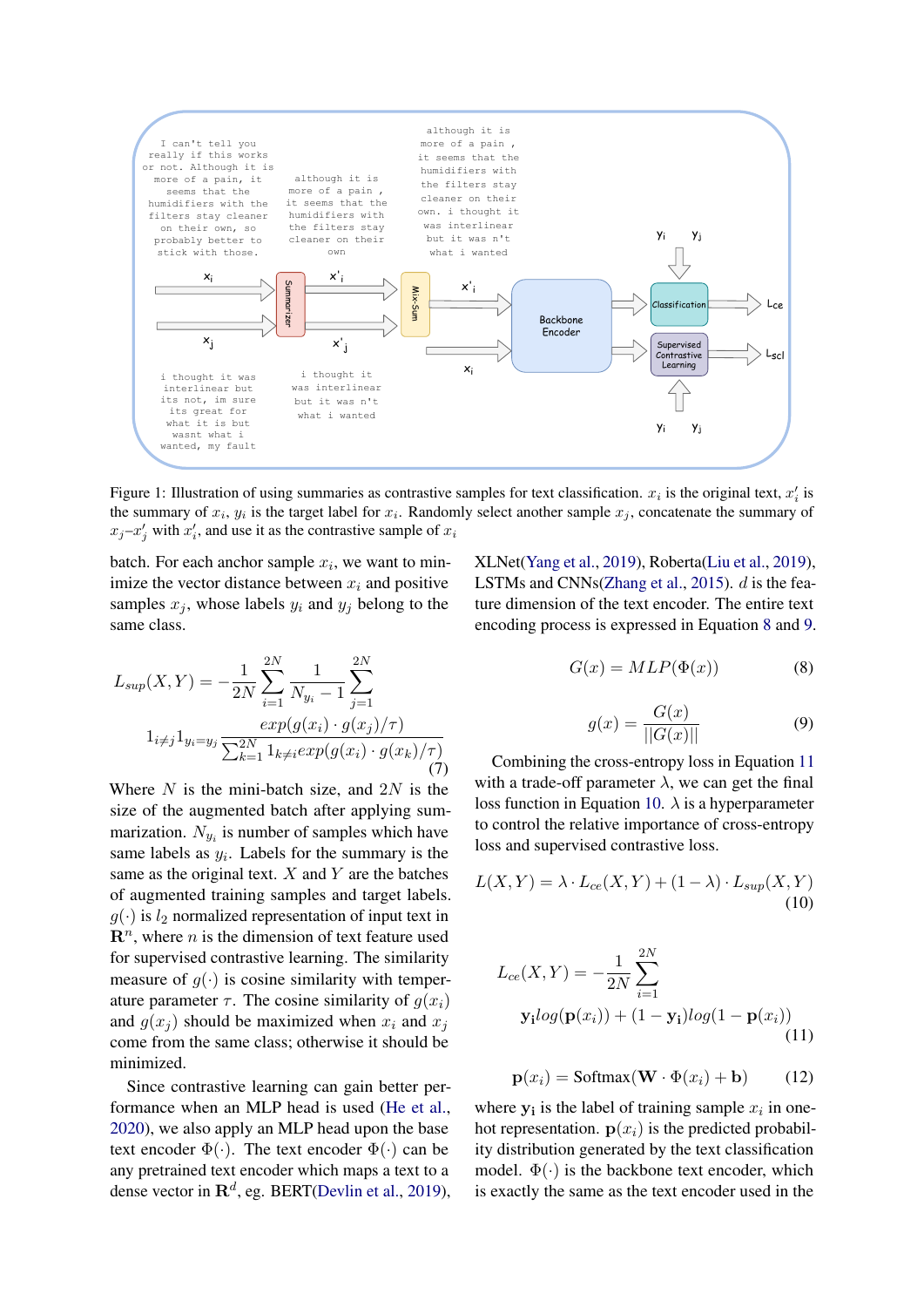Figure 1: Illustration of using summaries as contrastive samples for text classification. $x_i$ is the original text, $x'_i$ is the summary of $x_i$, $y_i$ is the target label for $x_i$. Randomly select another sample $x_j$, concatenate the summary of $x_j$–$x'_j$ with $x'_i$, and use it as the contrastive sample of $x_i$

batch. For each anchor sample $x_i$, we want to minimize the vector distance between $x_i$ and positive samples $x_j$, whose labels $y_i$ and $y_j$ belong to the same class.

$$L_{sup}(X,Y) = -\frac{1}{2N}\sum_{i=1}^{2N}\frac{1}{N_{y_i}-1}\sum_{j=1}^{2N} 1_{i\neq j}1_{y_i=y_j}\frac{exp(g(x_i)\cdot g(x_j)/\tau)}{\sum_{k=1}^{2N}1_{k\neq i}exp(g(x_i)\cdot g(x_k)/\tau)} \tag{7}$$

Where $N$ is the mini-batch size, and $2N$ is the size of the augmented batch after applying summarization. $N_{y_i}$ is number of samples which have same labels as $y_i$. Labels for the summary is the same as the original text. $X$ and $Y$ are the batches of augmented training samples and target labels. $g(\cdot)$ is $l_2$ normalized representation of input text in $\mathbf{R}^n$, where $n$ is the dimension of text feature used for supervised contrastive learning. The similarity measure of $g(\cdot)$ is cosine similarity with temperature parameter $\tau$. The cosine similarity of $g(x_i)$ and $g(x_j)$ should be maximized when $x_i$ and $x_j$ come from the same class; otherwise it should be minimized.

Since contrastive learning can gain better performance when an MLP head is used (He et al., 2020), we also apply an MLP head upon the base text encoder $\Phi(\cdot)$. The text encoder $\Phi(\cdot)$ can be any pretrained text encoder which maps a text to a dense vector in $\mathbf{R}^d$, eg. BERT(Devlin et al., 2019), XLNet(Yang et al., 2019), Roberta(Liu et al., 2019), LSTMs and CNNs(Zhang et al., 2015). $d$ is the feature dimension of the text encoder. The entire text encoding process is expressed in Equation 8 and 9.

$$G(x) = MLP(\Phi(x)) \tag{8}$$

$$g(x) = \frac{G(x)}{||G(x)||} \tag{9}$$

Combining the cross-entropy loss in Equation 11 with a trade-off parameter $\lambda$, we can get the final loss function in Equation 10. $\lambda$ is a hyperparameter to control the relative importance of cross-entropy loss and supervised contrastive loss.

$$L(X,Y) = \lambda \cdot L_{ce}(X,Y) + (1-\lambda)\cdot L_{sup}(X,Y) \tag{10}$$

$$L_{ce}(X,Y) = -\frac{1}{2N}\sum_{i=1}^{2N} \mathbf{y_i}log(\mathbf{p}(x_i)) + (1-\mathbf{y_i})log(1-\mathbf{p}(x_i)) \tag{11}$$

$$\mathbf{p}(x_i) = \text{Softmax}(\mathbf{W}\cdot\Phi(x_i)+\mathbf{b}) \tag{12}$$

where $\mathbf{y_i}$ is the label of training sample $x_i$ in one-hot representation. $\mathbf{p}(x_i)$ is the predicted probability distribution generated by the text classification model. $\Phi(\cdot)$ is the backbone text encoder, which is exactly the same as the text encoder used in the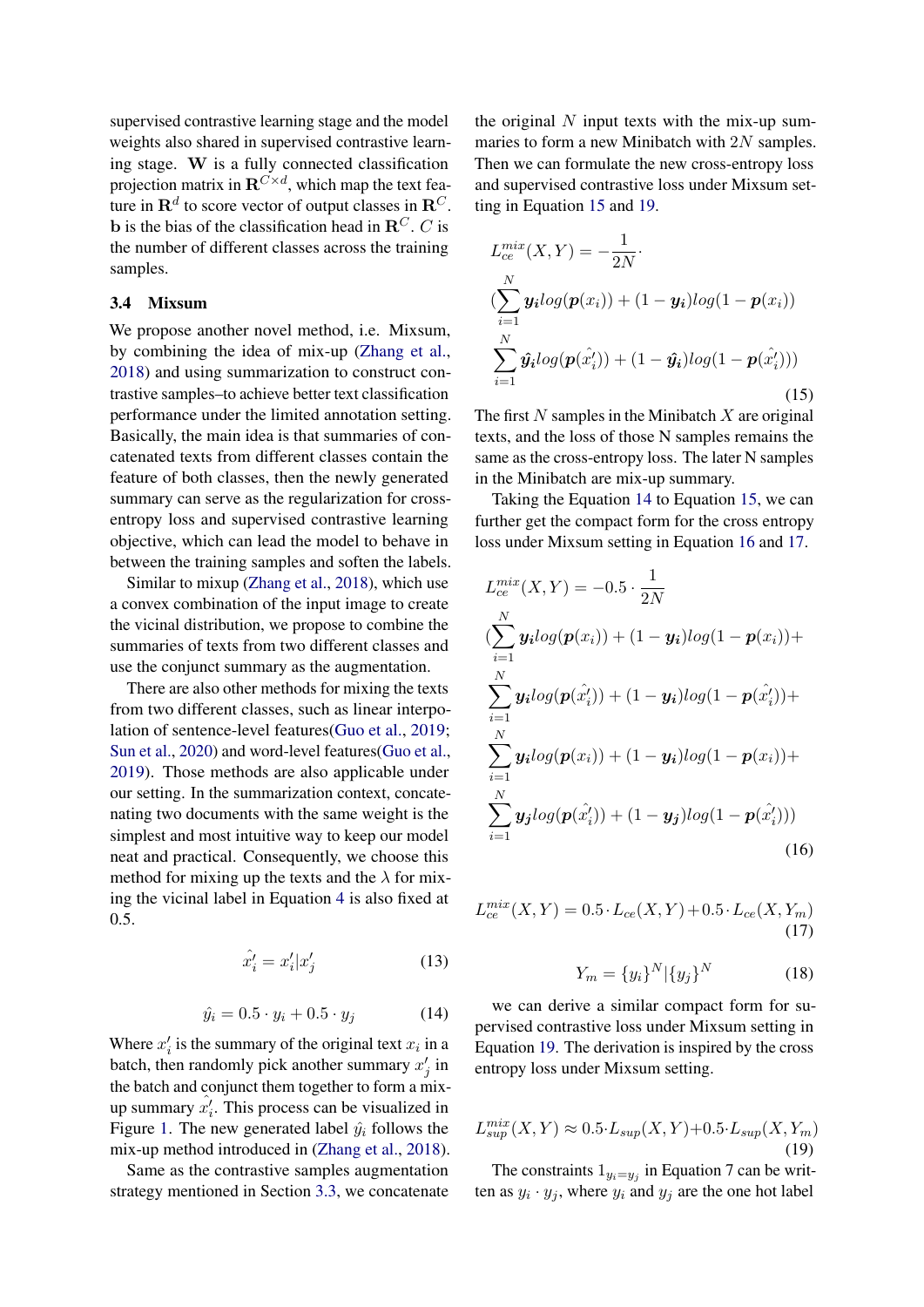supervised contrastive learning stage and the model weights also shared in supervised contrastive learning stage. $\mathbf{W}$ is a fully connected classification projection matrix in $\mathbf{R}^{C \times d}$, which map the text feature in $\mathbf{R}^d$ to score vector of output classes in $\mathbf{R}^C$. $\mathbf{b}$ is the bias of the classification head in $\mathbf{R}^C$. $C$ is the number of different classes across the training samples.

### 3.4 Mixsum

We propose another novel method, i.e. Mixsum, by combining the idea of mix-up (Zhang et al., 2018) and using summarization to construct contrastive samples–to achieve better text classification performance under the limited annotation setting. Basically, the main idea is that summaries of concatenated texts from different classes contain the feature of both classes, then the newly generated summary can serve as the regularization for cross-entropy loss and supervised contrastive learning objective, which can lead the model to behave in between the training samples and soften the labels.

Similar to mixup (Zhang et al., 2018), which use a convex combination of the input image to create the vicinal distribution, we propose to combine the summaries of texts from two different classes and use the conjunct summary as the augmentation.

There are also other methods for mixing the texts from two different classes, such as linear interpolation of sentence-level features(Guo et al., 2019; Sun et al., 2020) and word-level features(Guo et al., 2019). Those methods are also applicable under our setting. In the summarization context, concatenating two documents with the same weight is the simplest and most intuitive way to keep our model neat and practical. Consequently, we choose this method for mixing up the texts and the $\lambda$ for mixing the vicinal label in Equation 4 is also fixed at 0.5.

$$\hat{x_i'} = x_i' | x_j' \tag{13}$$

$$\hat{y_i} = 0.5 \cdot y_i + 0.5 \cdot y_j \tag{14}$$

Where $x_i'$ is the summary of the original text $x_i$ in a batch, then randomly pick another summary $x_j'$ in the batch and conjunct them together to form a mix-up summary $\hat{x_i'}$. This process can be visualized in Figure 1. The new generated label $\hat{y_i}$ follows the mix-up method introduced in (Zhang et al., 2018).

Same as the contrastive samples augmentation strategy mentioned in Section 3.3, we concatenate the original $N$ input texts with the mix-up summaries to form a new Minibatch with $2N$ samples. Then we can formulate the new cross-entropy loss and supervised contrastive loss under Mixsum setting in Equation 15 and 19.

$$
\begin{aligned}
L_{ce}^{mix}(X,Y) = -\frac{1}{2N} \cdot \\
(\sum_{i=1}^{N} \boldsymbol{y_i} log(\boldsymbol{p}(x_i)) + (1-\boldsymbol{y_i}) log(1-\boldsymbol{p}(x_i)) \\
\sum_{i=1}^{N} \boldsymbol{\hat{y}_i} log(\boldsymbol{p}(\hat{x_i'})) + (1-\boldsymbol{\hat{y}_i}) log(1-\boldsymbol{p}(\hat{x_i'})))
\end{aligned}
\tag{15}
$$

The first $N$ samples in the Minibatch $X$ are original texts, and the loss of those N samples remains the same as the cross-entropy loss. The later N samples in the Minibatch are mix-up summary.

Taking the Equation 14 to Equation 15, we can further get the compact form for the cross entropy loss under Mixsum setting in Equation 16 and 17.

$$
\begin{aligned}
L_{ce}^{mix}(X,Y) = -0.5 \cdot \frac{1}{2N} \\
(\sum_{i=1}^{N} \boldsymbol{y_i} log(\boldsymbol{p}(x_i)) + (1-\boldsymbol{y_i}) log(1-\boldsymbol{p}(x_i)) + \\
\sum_{i=1}^{N} \boldsymbol{y_i} log(\boldsymbol{p}(\hat{x_i'})) + (1-\boldsymbol{y_i}) log(1-\boldsymbol{p}(\hat{x_i'})) + \\
\sum_{i=1}^{N} \boldsymbol{y_j} log(\boldsymbol{p}(x_i)) + (1-\boldsymbol{y_j}) log(1-\boldsymbol{p}(x_i)) + \\
\sum_{i=1}^{N} \boldsymbol{y_j} log(\boldsymbol{p}(\hat{x_i'})) + (1-\boldsymbol{y_j}) log(1-\boldsymbol{p}(\hat{x_i'})))
\end{aligned}
\tag{16}
$$

$$L_{ce}^{mix}(X,Y) = 0.5 \cdot L_{ce}(X,Y) + 0.5 \cdot L_{ce}(X,Y_m) \tag{17}$$

$$Y_m = \{y_i\}^N | \{y_j\}^N \tag{18}$$

we can derive a similar compact form for supervised contrastive loss under Mixsum setting in Equation 19. The derivation is inspired by the cross entropy loss under Mixsum setting.

$$L_{sup}^{mix}(X,Y) \approx 0.5 \cdot L_{sup}(X,Y) + 0.5 \cdot L_{sup}(X,Y_m) \tag{19}$$

The constraints $1_{y_i=y_j}$ in Equation 7 can be written as $y_i \cdot y_j$, where $y_i$ and $y_j$ are the one hot label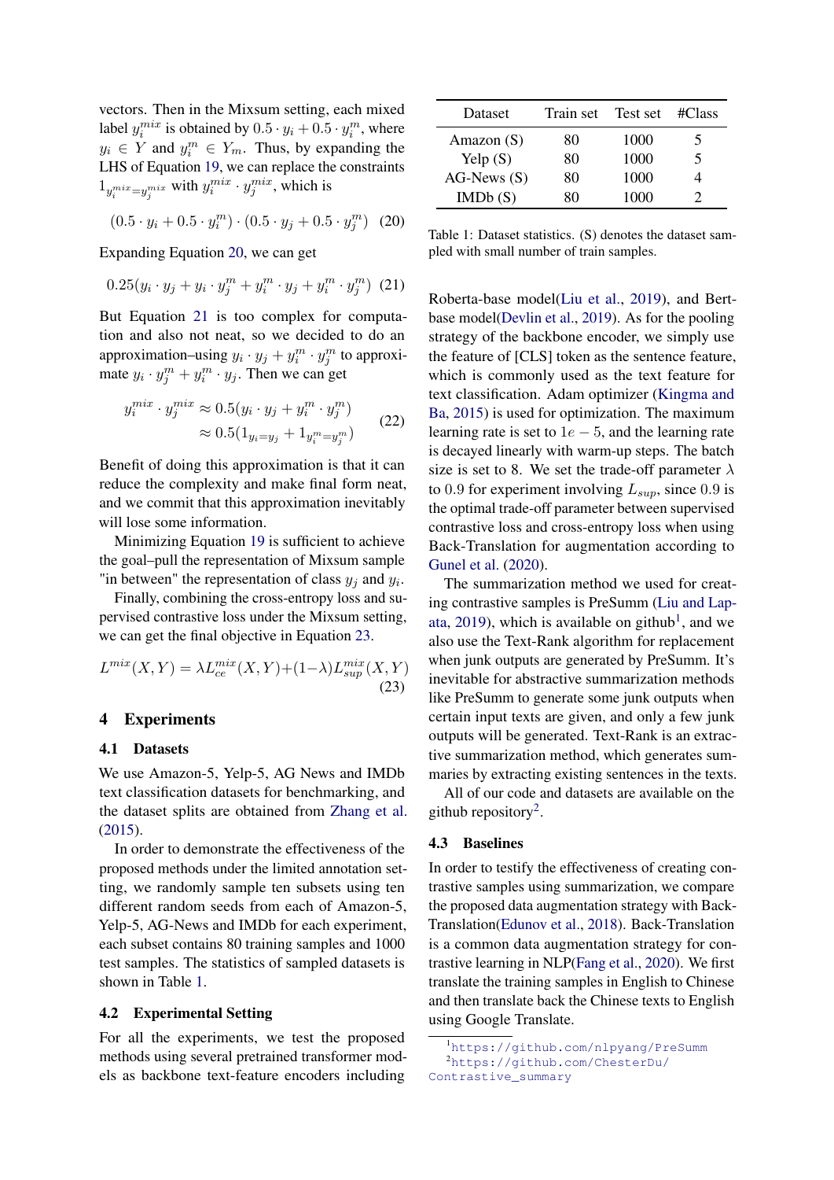vectors. Then in the Mixsum setting, each mixed label $y_i^{mix}$ is obtained by $0.5 \cdot y_i + 0.5 \cdot y_i^m$, where $y_i \in Y$ and $y_i^m \in Y_m$. Thus, by expanding the LHS of Equation 19, we can replace the constraints $1_{y_i^{mix}=y_j^{mix}}$ with $y_i^{mix} \cdot y_j^{mix}$, which is

$$(0.5 \cdot y_i + 0.5 \cdot y_i^m) \cdot (0.5 \cdot y_j + 0.5 \cdot y_j^m) \quad (20)$$

Expanding Equation 20, we can get

$$0.25(y_i \cdot y_j + y_i \cdot y_j^m + y_i^m \cdot y_j + y_i^m \cdot y_j^m) \quad (21)$$

But Equation 21 is too complex for computation and also not neat, so we decided to do an approximation–using $y_i \cdot y_j + y_i^m \cdot y_j^m$ to approximate $y_i \cdot y_j^m + y_i^m \cdot y_j$. Then we can get

$$\begin{aligned} y_i^{mix} \cdot y_j^{mix} &\approx 0.5(y_i \cdot y_j + y_i^m \cdot y_j^m) \\ &\approx 0.5(1_{y_i=y_j} + 1_{y_i^m=y_j^m}) \end{aligned} \quad (22)$$

Benefit of doing this approximation is that it can reduce the complexity and make final form neat, and we commit that this approximation inevitably will lose some information.

Minimizing Equation 19 is sufficient to achieve the goal–pull the representation of Mixsum sample "in between" the representation of class $y_j$ and $y_i$.

Finally, combining the cross-entropy loss and supervised contrastive loss under the Mixsum setting, we can get the final objective in Equation 23.

$$L^{mix}(X, Y) = \lambda L_{ce}^{mix}(X, Y) + (1-\lambda) L_{sup}^{mix}(X, Y) \quad (23)$$

## 4 Experiments

### 4.1 Datasets

We use Amazon-5, Yelp-5, AG News and IMDb text classification datasets for benchmarking, and the dataset splits are obtained from Zhang et al. (2015).

In order to demonstrate the effectiveness of the proposed methods under the limited annotation setting, we randomly sample ten subsets using ten different random seeds from each of Amazon-5, Yelp-5, AG-News and IMDb for each experiment, each subset contains 80 training samples and 1000 test samples. The statistics of sampled datasets is shown in Table 1.

| Dataset | Train set | Test set | #Class |
|---|---|---|---|
| Amazon (S) | 80 | 1000 | 5 |
| Yelp (S) | 80 | 1000 | 5 |
| AG-News (S) | 80 | 1000 | 4 |
| IMDb (S) | 80 | 1000 | 2 |

Table 1: Dataset statistics. (S) denotes the dataset sampled with small number of train samples.

### 4.2 Experimental Setting

For all the experiments, we test the proposed methods using several pretrained transformer models as backbone text-feature encoders including Roberta-base model(Liu et al., 2019), and Bert-base model(Devlin et al., 2019). As for the pooling strategy of the backbone encoder, we simply use the feature of [CLS] token as the sentence feature, which is commonly used as the text feature for text classification. Adam optimizer (Kingma and Ba, 2015) is used for optimization. The maximum learning rate is set to $1e-5$, and the learning rate is decayed linearly with warm-up steps. The batch size is set to 8. We set the trade-off parameter $\lambda$ to 0.9 for experiment involving $L_{sup}$, since 0.9 is the optimal trade-off parameter between supervised contrastive loss and cross-entropy loss when using Back-Translation for augmentation according to Gunel et al. (2020).

The summarization method we used for creating contrastive samples is PreSumm (Liu and Lapata, 2019), which is available on github[1], and we also use the Text-Rank algorithm for replacement when junk outputs are generated by PreSumm. It's inevitable for abstractive summarization methods like PreSumm to generate some junk outputs when certain input texts are given, and only a few junk outputs will be generated. Text-Rank is an extractive summarization method, which generates summaries by extracting existing sentences in the texts.

All of our code and datasets are available on the github repository[2].

### 4.3 Baselines

In order to testify the effectiveness of creating contrastive samples using summarization, we compare the proposed data augmentation strategy with Back-Translation(Edunov et al., 2018). Back-Translation is a common data augmentation strategy for contrastive learning in NLP(Fang et al., 2020). We first translate the training samples in English to Chinese and then translate back the Chinese texts to English using Google Translate.

[1] https://github.com/nlpyang/PreSumm

[2] https://github.com/ChesterDu/Contrastive_summary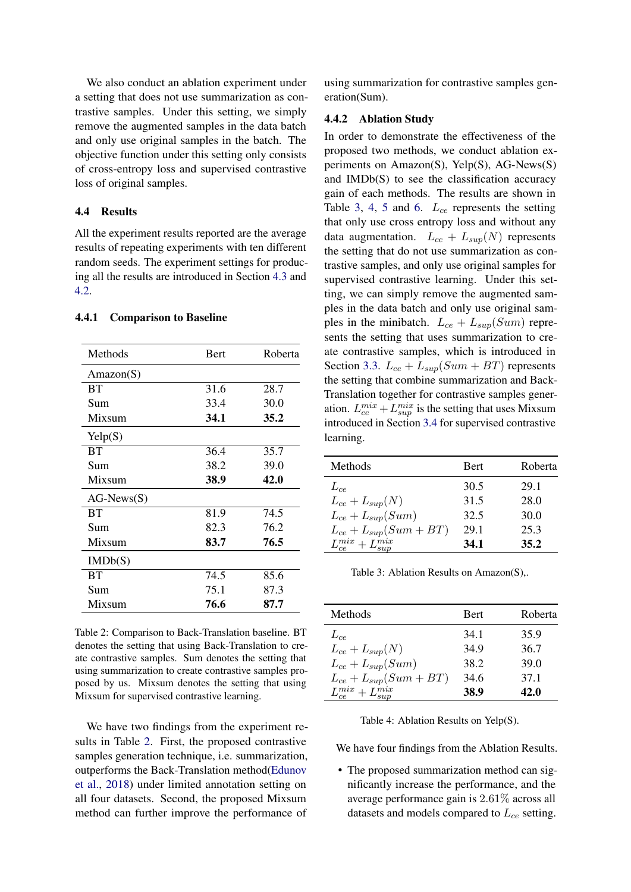We also conduct an ablation experiment under a setting that does not use summarization as contrastive samples. Under this setting, we simply remove the augmented samples in the data batch and only use original samples in the batch. The objective function under this setting only consists of cross-entropy loss and supervised contrastive loss of original samples.

## 4.4 Results

All the experiment results reported are the average results of repeating experiments with ten different random seeds. The experiment settings for producing all the results are introduced in Section 4.3 and 4.2.

### 4.4.1 Comparison to Baseline

| Methods | Bert | Roberta |
|---|---|---|
| Amazon(S) | | |
| BT | 31.6 | 28.7 |
| Sum | 33.4 | 30.0 |
| Mixsum | **34.1** | **35.2** |
| Yelp(S) | | |
| BT | 36.4 | 35.7 |
| Sum | 38.2 | 39.0 |
| Mixsum | **38.9** | **42.0** |
| AG-News(S) | | |
| BT | 81.9 | 74.5 |
| Sum | 82.3 | 76.2 |
| Mixsum | **83.7** | **76.5** |
| IMDb(S) | | |
| BT | 74.5 | 85.6 |
| Sum | 75.1 | 87.3 |
| Mixsum | **76.6** | **87.7** |

Table 2: Comparison to Back-Translation baseline. BT denotes the setting that using Back-Translation to create contrastive samples. Sum denotes the setting that using summarization to create contrastive samples proposed by us. Mixsum denotes the setting that using Mixsum for supervised contrastive learning.

We have two findings from the experiment results in Table 2. First, the proposed contrastive samples generation technique, i.e. summarization, outperforms the Back-Translation method(Edunov et al., 2018) under limited annotation setting on all four datasets. Second, the proposed Mixsum method can further improve the performance of using summarization for contrastive samples generation(Sum).

### 4.4.2 Ablation Study

In order to demonstrate the effectiveness of the proposed two methods, we conduct ablation experiments on Amazon(S), Yelp(S), AG-News(S) and IMDb(S) to see the classification accuracy gain of each methods. The results are shown in Table 3, 4, 5 and 6. $L_{ce}$ represents the setting that only use cross entropy loss and without any data augmentation. $L_{ce} + L_{sup}(N)$ represents the setting that do not use summarization as contrastive samples, and only use original samples for supervised contrastive learning. Under this setting, we can simply remove the augmented samples in the data batch and only use original samples in the minibatch. $L_{ce} + L_{sup}(Sum)$ represents the setting that uses summarization to create contrastive samples, which is introduced in Section 3.3. $L_{ce} + L_{sup}(Sum + BT)$ represents the setting that combine summarization and Back-Translation together for contrastive samples generation. $L_{ce}^{mix} + L_{sup}^{mix}$ is the setting that uses Mixsum introduced in Section 3.4 for supervised contrastive learning.

| Methods | Bert | Roberta |
|---|---|---|
| $L_{ce}$ | 30.5 | 29.1 |
| $L_{ce} + L_{sup}(N)$ | 31.5 | 28.0 |
| $L_{ce} + L_{sup}(Sum)$ | 32.5 | 30.0 |
| $L_{ce} + L_{sup}(Sum + BT)$ | 29.1 | 25.3 |
| $L_{ce}^{mix} + L_{sup}^{mix}$ | **34.1** | **35.2** |

Table 3: Ablation Results on Amazon(S),.

| Methods | Bert | Roberta |
|---|---|---|
| $L_{ce}$ | 34.1 | 35.9 |
| $L_{ce} + L_{sup}(N)$ | 34.9 | 36.7 |
| $L_{ce} + L_{sup}(Sum)$ | 38.2 | 39.0 |
| $L_{ce} + L_{sup}(Sum + BT)$ | 34.6 | 37.1 |
| $L_{ce}^{mix} + L_{sup}^{mix}$ | **38.9** | **42.0** |

Table 4: Ablation Results on Yelp(S).

We have four findings from the Ablation Results.

- The proposed summarization method can significantly increase the performance, and the average performance gain is 2.61% across all datasets and models compared to $L_{ce}$ setting.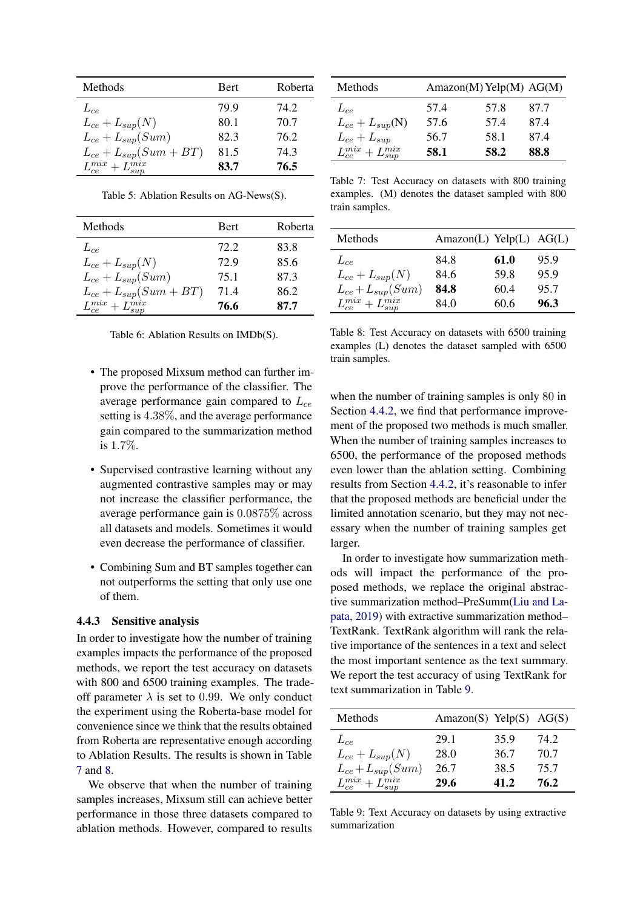| Methods | Bert | Roberta |
|---|---|---|
| $L_{ce}$ | 79.9 | 74.2 |
| $L_{ce} + L_{sup}(N)$ | 80.1 | 70.7 |
| $L_{ce} + L_{sup}(Sum)$ | 82.3 | 76.2 |
| $L_{ce} + L_{sup}(Sum + BT)$ | 81.5 | 74.3 |
| $L_{ce}^{mix} + L_{sup}^{mix}$ | **83.7** | **76.5** |

Table 5: Ablation Results on AG-News(S).

| Methods | Bert | Roberta |
|---|---|---|
| $L_{ce}$ | 72.2 | 83.8 |
| $L_{ce} + L_{sup}(N)$ | 72.9 | 85.6 |
| $L_{ce} + L_{sup}(Sum)$ | 75.1 | 87.3 |
| $L_{ce} + L_{sup}(Sum + BT)$ | 71.4 | 86.2 |
| $L_{ce}^{mix} + L_{sup}^{mix}$ | **76.6** | **87.7** |

Table 6: Ablation Results on IMDb(S).

- The proposed Mixsum method can further improve the performance of the classifier. The average performance gain compared to $L_{ce}$ setting is $4.38\%$, and the average performance gain compared to the summarization method is $1.7\%$.
- Supervised contrastive learning without any augmented contrastive samples may or may not increase the classifier performance, the average performance gain is $0.0875\%$ across all datasets and models. Sometimes it would even decrease the performance of classifier.
- Combining Sum and BT samples together can not outperforms the setting that only use one of them.

#### 4.4.3 Sensitive analysis

In order to investigate how the number of training examples impacts the performance of the proposed methods, we report the test accuracy on datasets with 800 and 6500 training examples. The trade-off parameter $\lambda$ is set to $0.99$. We only conduct the experiment using the Roberta-base model for convenience since we think that the results obtained from Roberta are representative enough according to Ablation Results. The results is shown in Table 7 and 8.

We observe that when the number of training samples increases, Mixsum still can achieve better performance in those three datasets compared to ablation methods. However, compared to results when the number of training samples is only $80$ in Section 4.4.2, we find that performance improvement of the proposed two methods is much smaller. When the number of training samples increases to 6500, the performance of the proposed methods even lower than the ablation setting. Combining results from Section 4.4.2, it's reasonable to infer that the proposed methods are beneficial under the limited annotation scenario, but they may not necessary when the number of training samples get larger.

| Methods | Amazon(M) | Yelp(M) | AG(M) |
|---|---|---|---|
| $L_{ce}$ | 57.4 | 57.8 | 87.7 |
| $L_{ce} + L_{sup}$(N) | 57.6 | 57.4 | 87.4 |
| $L_{ce} + L_{sup}$ | 56.7 | 58.1 | 87.4 |
| $L_{ce}^{mix} + L_{sup}^{mix}$ | **58.1** | **58.2** | **88.8** |

Table 7: Test Accuracy on datasets with 800 training examples. (M) denotes the dataset sampled with 800 train samples.

| Methods | Amazon(L) | Yelp(L) | AG(L) |
|---|---|---|---|
| $L_{ce}$ | 84.8 | **61.0** | 95.9 |
| $L_{ce} + L_{sup}(N)$ | 84.6 | 59.8 | 95.9 |
| $L_{ce} + L_{sup}(Sum)$ | **84.8** | 60.4 | 95.7 |
| $L_{ce}^{mix} + L_{sup}^{mix}$ | 84.0 | 60.6 | **96.3** |

Table 8: Test Accuracy on datasets with 6500 training examples (L) denotes the dataset sampled with 6500 train samples.

In order to investigate how summarization methods will impact the performance of the proposed methods, we replace the original abstractive summarization method–PreSumm(Liu and Lapata, 2019) with extractive summarization method–TextRank. TextRank algorithm will rank the relative importance of the sentences in a text and select the most important sentence as the text summary. We report the test accuracy of using TextRank for text summarization in Table 9.

| Methods | Amazon(S) | Yelp(S) | AG(S) |
|---|---|---|---|
| $L_{ce}$ | 29.1 | 35.9 | 74.2 |
| $L_{ce} + L_{sup}(N)$ | 28.0 | 36.7 | 70.7 |
| $L_{ce} + L_{sup}(Sum)$ | 26.7 | 38.5 | 75.7 |
| $L_{ce}^{mix} + L_{sup}^{mix}$ | **29.6** | **41.2** | **76.2** |

Table 9: Text Accuracy on datasets by using extractive summarization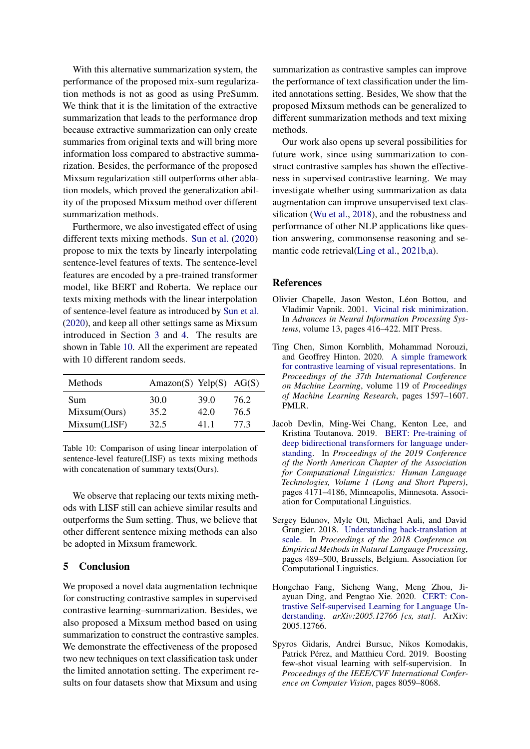With this alternative summarization system, the performance of the proposed mix-sum regularization methods is not as good as using PreSumm. We think that it is the limitation of the extractive summarization that leads to the performance drop because extractive summarization can only create summaries from original texts and will bring more information loss compared to abstractive summarization. Besides, the performance of the proposed Mixsum regularization still outperforms other ablation models, which proved the generalization ability of the proposed Mixsum method over different summarization methods.

Furthermore, we also investigated effect of using different texts mixing methods. Sun et al. (2020) propose to mix the texts by linearly interpolating sentence-level features of texts. The sentence-level features are encoded by a pre-trained transformer model, like BERT and Roberta. We replace our texts mixing methods with the linear interpolation of sentence-level feature as introduced by Sun et al. (2020), and keep all other settings same as Mixsum introduced in Section 3 and 4. The results are shown in Table 10. All the experiment are repeated with 10 different random seeds.

| Methods | Amazon(S) | Yelp(S) | AG(S) |
|---|---|---|---|
| Sum | 30.0 | 39.0 | 76.2 |
| Mixsum(Ours) | 35.2 | 42.0 | 76.5 |
| Mixsum(LISF) | 32.5 | 41.1 | 77.3 |

Table 10: Comparison of using linear interpolation of sentence-level feature(LISF) as texts mixing methods with concatenation of summary texts(Ours).

We observe that replacing our texts mixing methods with LISF still can achieve similar results and outperforms the Sum setting. Thus, we believe that other different sentence mixing methods can also be adopted in Mixsum framework.

## 5 Conclusion

We proposed a novel data augmentation technique for constructing contrastive samples in supervised contrastive learning–summarization. Besides, we also proposed a Mixsum method based on using summarization to construct the contrastive samples. We demonstrate the effectiveness of the proposed two new techniques on text classification task under the limited annotation setting. The experiment results on four datasets show that Mixsum and using summarization as contrastive samples can improve the performance of text classification under the limited annotations setting. Besides, We show that the proposed Mixsum methods can be generalized to different summarization methods and text mixing methods.

Our work also opens up several possibilities for future work, since using summarization to construct contrastive samples has shown the effectiveness in supervised contrastive learning. We may investigate whether using summarization as data augmentation can improve unsupervised text classification (Wu et al., 2018), and the robustness and performance of other NLP applications like question answering, commonsense reasoning and semantic code retrieval(Ling et al., 2021b,a).

## References

Olivier Chapelle, Jason Weston, Léon Bottou, and Vladimir Vapnik. 2001. Vicinal risk minimization. In *Advances in Neural Information Processing Systems*, volume 13, pages 416–422. MIT Press.

Ting Chen, Simon Kornblith, Mohammad Norouzi, and Geoffrey Hinton. 2020. A simple framework for contrastive learning of visual representations. In *Proceedings of the 37th International Conference on Machine Learning*, volume 119 of *Proceedings of Machine Learning Research*, pages 1597–1607. PMLR.

Jacob Devlin, Ming-Wei Chang, Kenton Lee, and Kristina Toutanova. 2019. BERT: Pre-training of deep bidirectional transformers for language understanding. In *Proceedings of the 2019 Conference of the North American Chapter of the Association for Computational Linguistics: Human Language Technologies, Volume 1 (Long and Short Papers)*, pages 4171–4186, Minneapolis, Minnesota. Association for Computational Linguistics.

Sergey Edunov, Myle Ott, Michael Auli, and David Grangier. 2018. Understanding back-translation at scale. In *Proceedings of the 2018 Conference on Empirical Methods in Natural Language Processing*, pages 489–500, Brussels, Belgium. Association for Computational Linguistics.

Hongchao Fang, Sicheng Wang, Meng Zhou, Jiayuan Ding, and Pengtao Xie. 2020. CERT: Contrastive Self-supervised Learning for Language Understanding. *arXiv:2005.12766 [cs, stat]*. ArXiv: 2005.12766.

Spyros Gidaris, Andrei Bursuc, Nikos Komodakis, Patrick Pérez, and Matthieu Cord. 2019. Boosting few-shot visual learning with self-supervision. In *Proceedings of the IEEE/CVF International Conference on Computer Vision*, pages 8059–8068.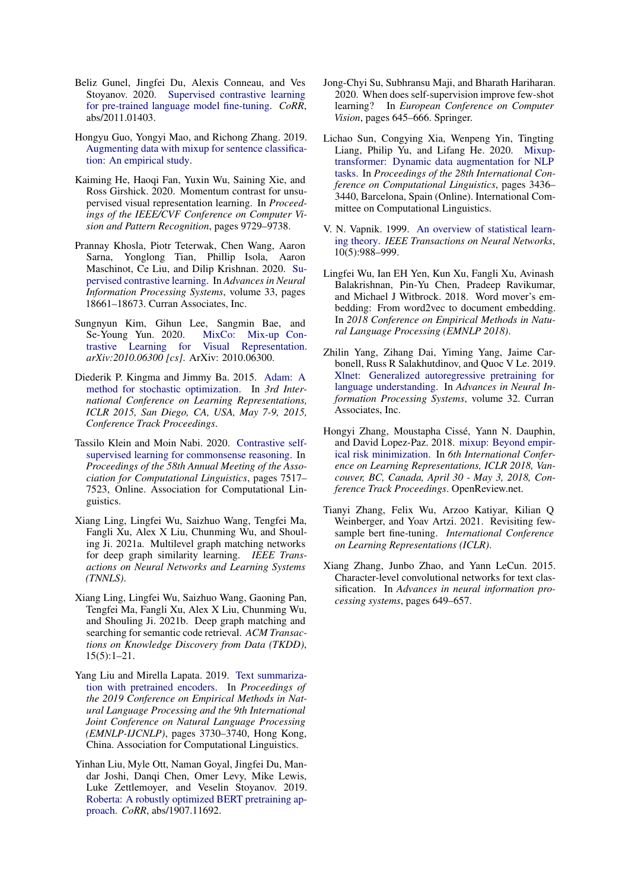Beliz Gunel, Jingfei Du, Alexis Conneau, and Ves Stoyanov. 2020. Supervised contrastive learning for pre-trained language model fine-tuning. *CoRR*, abs/2011.01403.

Hongyu Guo, Yongyi Mao, and Richong Zhang. 2019. Augmenting data with mixup for sentence classification: An empirical study.

Kaiming He, Haoqi Fan, Yuxin Wu, Saining Xie, and Ross Girshick. 2020. Momentum contrast for unsupervised visual representation learning. In *Proceedings of the IEEE/CVF Conference on Computer Vision and Pattern Recognition*, pages 9729–9738.

Prannay Khosla, Piotr Teterwak, Chen Wang, Aaron Sarna, Yonglong Tian, Phillip Isola, Aaron Maschinot, Ce Liu, and Dilip Krishnan. 2020. Supervised contrastive learning. In *Advances in Neural Information Processing Systems*, volume 33, pages 18661–18673. Curran Associates, Inc.

Sungnyun Kim, Gihun Lee, Sangmin Bae, and Se-Young Yun. 2020. MixCo: Mix-up Contrastive Learning for Visual Representation. *arXiv:2010.06300 [cs]*. ArXiv: 2010.06300.

Diederik P. Kingma and Jimmy Ba. 2015. Adam: A method for stochastic optimization. In *3rd International Conference on Learning Representations, ICLR 2015, San Diego, CA, USA, May 7-9, 2015, Conference Track Proceedings*.

Tassilo Klein and Moin Nabi. 2020. Contrastive self-supervised learning for commonsense reasoning. In *Proceedings of the 58th Annual Meeting of the Association for Computational Linguistics*, pages 7517–7523, Online. Association for Computational Linguistics.

Xiang Ling, Lingfei Wu, Saizhuo Wang, Tengfei Ma, Fangli Xu, Alex X Liu, Chunming Wu, and Shouling Ji. 2021a. Multilevel graph matching networks for deep graph similarity learning. *IEEE Transactions on Neural Networks and Learning Systems (TNNLS)*.

Xiang Ling, Lingfei Wu, Saizhuo Wang, Gaoning Pan, Tengfei Ma, Fangli Xu, Alex X Liu, Chunming Wu, and Shouling Ji. 2021b. Deep graph matching and searching for semantic code retrieval. *ACM Transactions on Knowledge Discovery from Data (TKDD)*, 15(5):1–21.

Yang Liu and Mirella Lapata. 2019. Text summarization with pretrained encoders. In *Proceedings of the 2019 Conference on Empirical Methods in Natural Language Processing and the 9th International Joint Conference on Natural Language Processing (EMNLP-IJCNLP)*, pages 3730–3740, Hong Kong, China. Association for Computational Linguistics.

Yinhan Liu, Myle Ott, Naman Goyal, Jingfei Du, Mandar Joshi, Danqi Chen, Omer Levy, Mike Lewis, Luke Zettlemoyer, and Veselin Stoyanov. 2019. Roberta: A robustly optimized BERT pretraining approach. *CoRR*, abs/1907.11692.

Jong-Chyi Su, Subhransu Maji, and Bharath Hariharan. 2020. When does self-supervision improve few-shot learning? In *European Conference on Computer Vision*, pages 645–666. Springer.

Lichao Sun, Congying Xia, Wenpeng Yin, Tingting Liang, Philip Yu, and Lifang He. 2020. Mixup-transformer: Dynamic data augmentation for NLP tasks. In *Proceedings of the 28th International Conference on Computational Linguistics*, pages 3436–3440, Barcelona, Spain (Online). International Committee on Computational Linguistics.

V. N. Vapnik. 1999. An overview of statistical learning theory. *IEEE Transactions on Neural Networks*, 10(5):988–999.

Lingfei Wu, Ian EH Yen, Kun Xu, Fangli Xu, Avinash Balakrishnan, Pin-Yu Chen, Pradeep Ravikumar, and Michael J Witbrock. 2018. Word mover's embedding: From word2vec to document embedding. In *2018 Conference on Empirical Methods in Natural Language Processing (EMNLP 2018)*.

Zhilin Yang, Zihang Dai, Yiming Yang, Jaime Carbonell, Russ R Salakhutdinov, and Quoc V Le. 2019. Xlnet: Generalized autoregressive pretraining for language understanding. In *Advances in Neural Information Processing Systems*, volume 32. Curran Associates, Inc.

Hongyi Zhang, Moustapha Cissé, Yann N. Dauphin, and David Lopez-Paz. 2018. mixup: Beyond empirical risk minimization. In *6th International Conference on Learning Representations, ICLR 2018, Vancouver, BC, Canada, April 30 - May 3, 2018, Conference Track Proceedings*. OpenReview.net.

Tianyi Zhang, Felix Wu, Arzoo Katiyar, Kilian Q Weinberger, and Yoav Artzi. 2021. Revisiting few-sample bert fine-tuning. *International Conference on Learning Representations (ICLR)*.

Xiang Zhang, Junbo Zhao, and Yann LeCun. 2015. Character-level convolutional networks for text classification. In *Advances in neural information processing systems*, pages 649–657.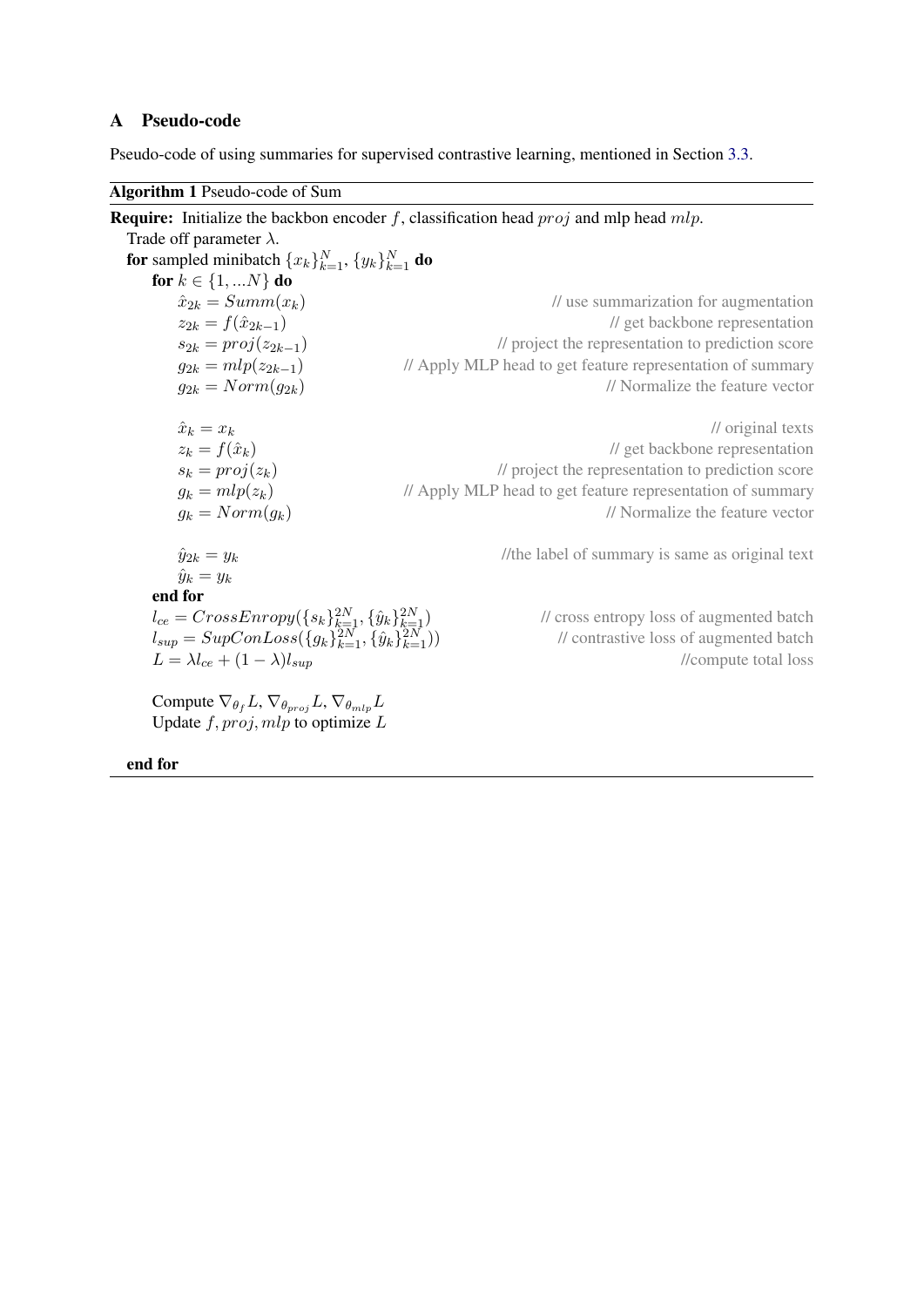## A Pseudo-code

Pseudo-code of using summaries for supervised contrastive learning, mentioned in Section 3.3.

**Algorithm 1** Pseudo-code of Sum

**Require:** Initialize the backbon encoder $f$, classification head $proj$ and mlp head $mlp$.
Trade off parameter $\lambda$.
**for** sampled minibatch $\{x_k\}_{k=1}^{N}$, $\{y_k\}_{k=1}^{N}$ **do**
  **for** $k \in \{1, ...N\}$ **do**
    $\hat{x}_{2k} = Summ(x_k)$ // use summarization for augmentation
    $z_{2k} = f(\hat{x}_{2k-1})$ // get backbone representation
    $s_{2k} = proj(z_{2k-1})$ // project the representation to prediction score
    $g_{2k} = mlp(z_{2k-1})$ // Apply MLP head to get feature representation of summary
    $g_{2k} = Norm(g_{2k})$ // Normalize the feature vector

    $\hat{x}_k = x_k$ // original texts
    $z_k = f(\hat{x}_k)$ // get backbone representation
    $s_k = proj(z_k)$ // project the representation to prediction score
    $g_k = mlp(z_k)$ // Apply MLP head to get feature representation of summary
    $g_k = Norm(g_k)$ // Normalize the feature vector

    $\hat{y}_{2k} = y_k$ //the label of summary is same as original text
    $\hat{y}_k = y_k$
  **end for**
  $l_{ce} = CrossEnropy(\{s_k\}_{k=1}^{2N}, \{\hat{y}_k\}_{k=1}^{2N})$ // cross entropy loss of augmented batch
  $l_{sup} = SupConLoss(\{g_k\}_{k=1}^{2N}, \{\hat{y}_k\}_{k=1}^{2N}))$ // contrastive loss of augmented batch
  $L = \lambda l_{ce} + (1 - \lambda) l_{sup}$ //compute total loss

  Compute $\nabla_{\theta_f} L$, $\nabla_{\theta_{proj}} L$, $\nabla_{\theta_{mlp}} L$
  Update $f, proj, mlp$ to optimize $L$

**end for**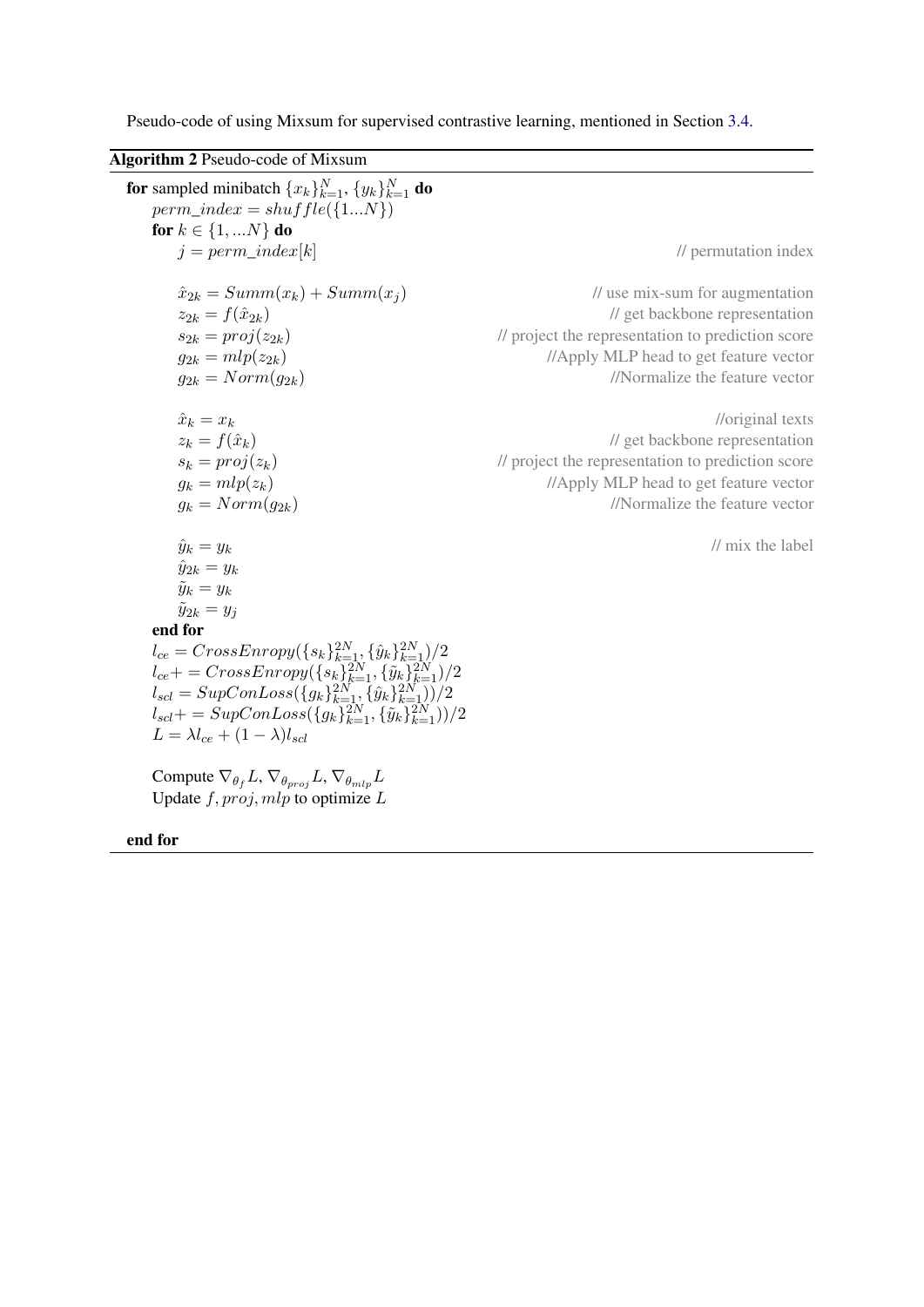Pseudo-code of using Mixsum for supervised contrastive learning, mentioned in Section 3.4.

**Algorithm 2** Pseudo-code of Mixsum

**for** sampled minibatch $\{x_k\}_{k=1}^{N}$, $\{y_k\}_{k=1}^{N}$ **do**

$perm\_index = shuffle(\{1...N\})$

**for** $k \in \{1, ...N\}$ **do**

$j = perm\_index[k]$ // permutation index

$\hat{x}_{2k} = Summ(x_k) + Summ(x_j)$ // use mix-sum for augmentation

$z_{2k} = f(\hat{x}_{2k})$ // get backbone representation

$s_{2k} = proj(z_{2k})$ // project the representation to prediction score

$g_{2k} = mlp(z_{2k})$ //Apply MLP head to get feature vector

$g_{2k} = Norm(g_{2k})$ //Normalize the feature vector

$\hat{x}_k = x_k$ //original texts

$z_k = f(\hat{x}_k)$ // get backbone representation

$s_k = proj(z_k)$ // project the representation to prediction score

$g_k = mlp(z_k)$ //Apply MLP head to get feature vector

$g_k = Norm(g_{2k})$ //Normalize the feature vector

$\hat{y}_k = y_k$ // mix the label

$\hat{y}_{2k} = y_k$

$\tilde{y}_k = y_k$

$\tilde{y}_{2k} = y_j$

**end for**

$l_{ce} = CrossEnropy(\{s_k\}_{k=1}^{2N}, \{\hat{y}_k\}_{k=1}^{2N})/2$

$l_{ce} += CrossEnropy(\{s_k\}_{k=1}^{2N}, \{\tilde{y}_k\}_{k=1}^{2N})/2$

$l_{scl} = SupConLoss(\{g_k\}_{k=1}^{2N}, \{\hat{y}_k\}_{k=1}^{2N}))/2$

$l_{scl} += SupConLoss(\{g_k\}_{k=1}^{2N}, \{\tilde{y}_k\}_{k=1}^{2N}))/2$

$L = \lambda l_{ce} + (1 - \lambda) l_{scl}$

Compute $\nabla_{\theta_f} L, \nabla_{\theta_{proj}} L, \nabla_{\theta_{mlp}} L$

Update $f, proj, mlp$ to optimize $L$

**end for**